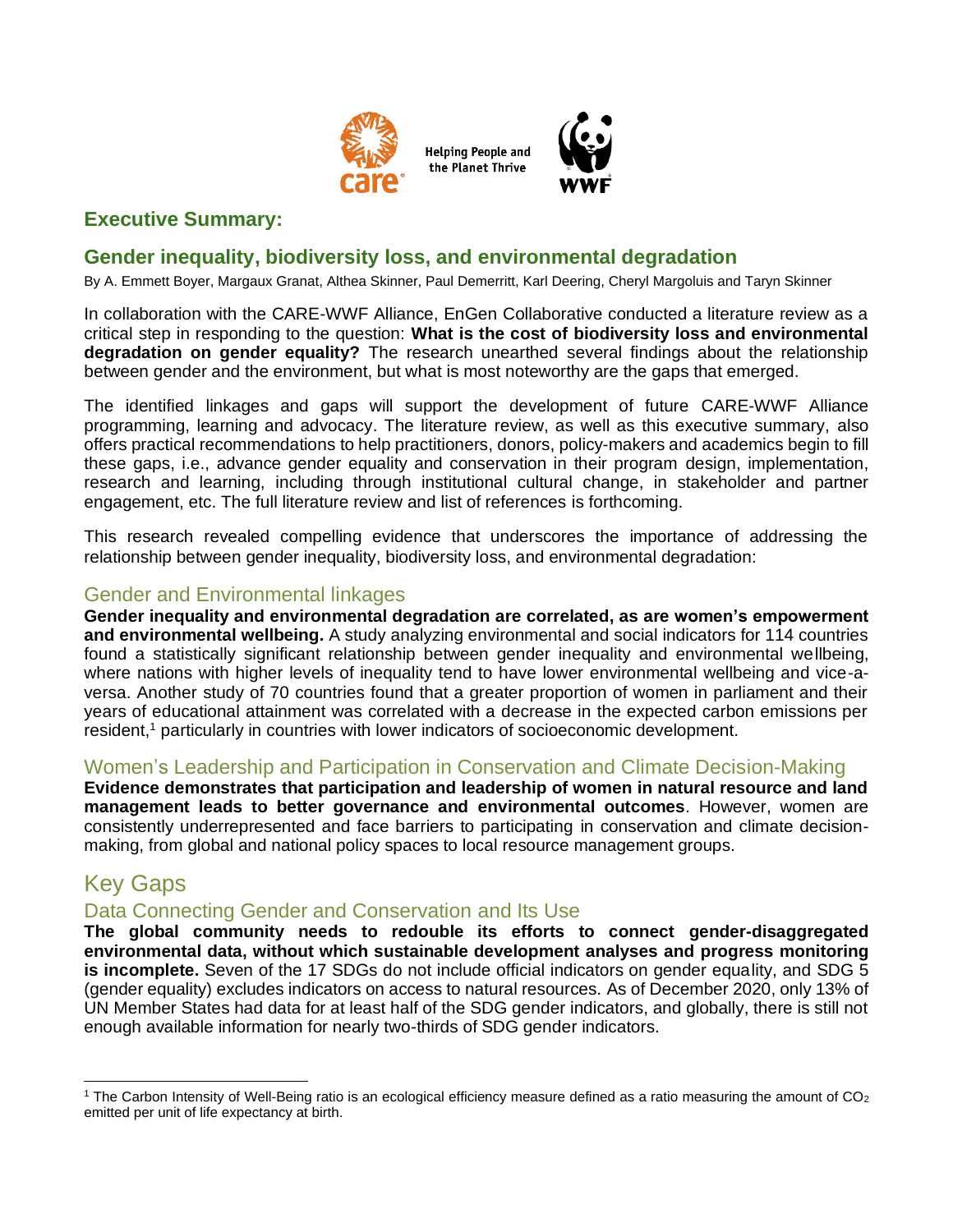Helping People and the Planet Thrive

## Executive Summary:

# Gender inequality, biodiversity loss, and environmental degradation

By A. Emmett Boyer, Margaux Granat, Althea Skinner, Paul Demerritt, Karl Deering, Cheryl Margoluis and Taryn Skinner

In collaboration with the CARE-WWF Alliance, EnGen Collaborative conducted a literature review as a critical step in responding to the question: **What is the cost of biodiversity loss and environmental degradation on gender equality?** The research unearthed several findings about the relationship between gender and the environment, but what is most noteworthy are the gaps that emerged.

The identified linkages and gaps will support the development of future CARE-WWF Alliance programming, learning and advocacy. The literature review, as well as this executive summary, also offers practical recommendations to help practitioners, donors, policy-makers and academics begin to fill these gaps, i.e., advance gender equality and conservation in their program design, implementation, research and learning, including through institutional cultural change, in stakeholder and partner engagement, etc. The full literature review and list of references is forthcoming.

This research revealed compelling evidence that underscores the importance of addressing the relationship between gender inequality, biodiversity loss, and environmental degradation:

### Gender and Environmental linkages

**Gender inequality and environmental degradation are correlated, as are women's empowerment and environmental wellbeing.** A study analyzing environmental and social indicators for 114 countries found a statistically significant relationship between gender inequality and environmental wellbeing, where nations with higher levels of inequality tend to have lower environmental wellbeing and vice-a-versa. Another study of 70 countries found that a greater proportion of women in parliament and their years of educational attainment was correlated with a decrease in the expected carbon emissions per resident,[1] particularly in countries with lower indicators of socioeconomic development.

### Women's Leadership and Participation in Conservation and Climate Decision-Making

**Evidence demonstrates that participation and leadership of women in natural resource and land management leads to better governance and environmental outcomes**. However, women are consistently underrepresented and face barriers to participating in conservation and climate decision-making, from global and national policy spaces to local resource management groups.

## Key Gaps

### Data Connecting Gender and Conservation and Its Use

**The global community needs to redouble its efforts to connect gender-disaggregated environmental data, without which sustainable development analyses and progress monitoring is incomplete.** Seven of the 17 SDGs do not include official indicators on gender equality, and SDG 5 (gender equality) excludes indicators on access to natural resources. As of December 2020, only 13% of UN Member States had data for at least half of the SDG gender indicators, and globally, there is still not enough available information for nearly two-thirds of SDG gender indicators.

---

[1] The Carbon Intensity of Well-Being ratio is an ecological efficiency measure defined as a ratio measuring the amount of $CO_2$ emitted per unit of life expectancy at birth.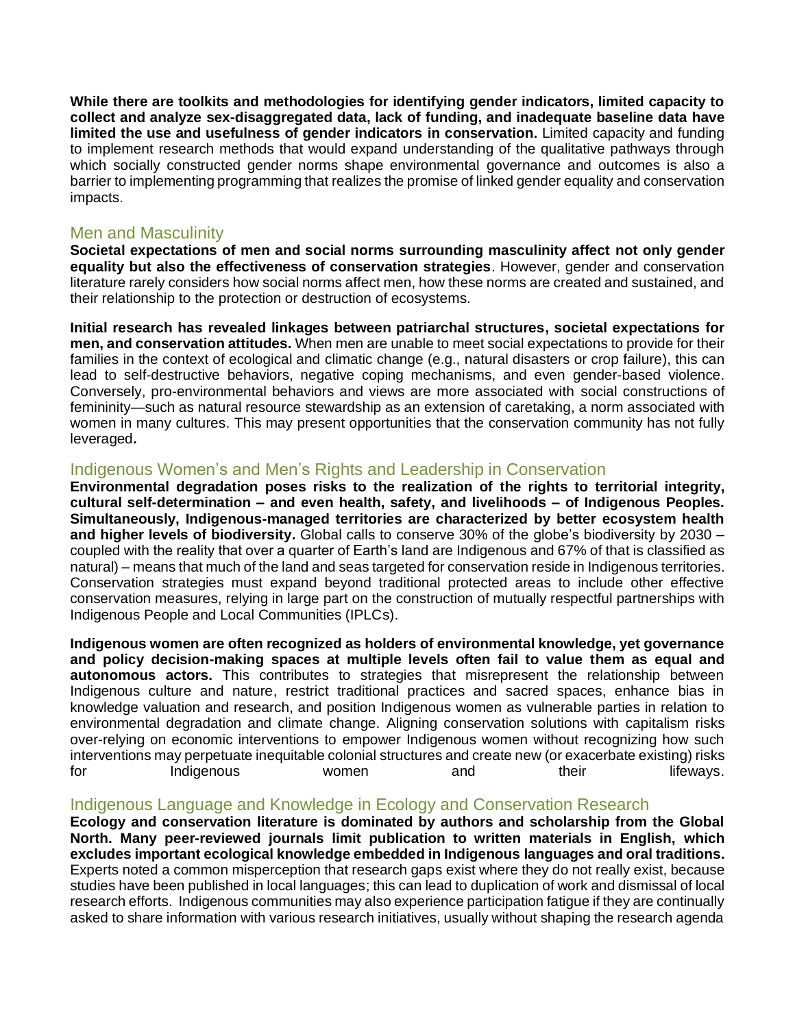**While there are toolkits and methodologies for identifying gender indicators, limited capacity to collect and analyze sex-disaggregated data, lack of funding, and inadequate baseline data have limited the use and usefulness of gender indicators in conservation.** Limited capacity and funding to implement research methods that would expand understanding of the qualitative pathways through which socially constructed gender norms shape environmental governance and outcomes is also a barrier to implementing programming that realizes the promise of linked gender equality and conservation impacts.

## Men and Masculinity

**Societal expectations of men and social norms surrounding masculinity affect not only gender equality but also the effectiveness of conservation strategies**. However, gender and conservation literature rarely considers how social norms affect men, how these norms are created and sustained, and their relationship to the protection or destruction of ecosystems.

**Initial research has revealed linkages between patriarchal structures, societal expectations for men, and conservation attitudes.** When men are unable to meet social expectations to provide for their families in the context of ecological and climatic change (e.g., natural disasters or crop failure), this can lead to self-destructive behaviors, negative coping mechanisms, and even gender-based violence. Conversely, pro-environmental behaviors and views are more associated with social constructions of femininity—such as natural resource stewardship as an extension of caretaking, a norm associated with women in many cultures. This may present opportunities that the conservation community has not fully leveraged**.**

## Indigenous Women's and Men's Rights and Leadership in Conservation

**Environmental degradation poses risks to the realization of the rights to territorial integrity, cultural self-determination – and even health, safety, and livelihoods – of Indigenous Peoples. Simultaneously, Indigenous-managed territories are characterized by better ecosystem health and higher levels of biodiversity.** Global calls to conserve 30% of the globe's biodiversity by 2030 – coupled with the reality that over a quarter of Earth's land are Indigenous and 67% of that is classified as natural) – means that much of the land and seas targeted for conservation reside in Indigenous territories. Conservation strategies must expand beyond traditional protected areas to include other effective conservation measures, relying in large part on the construction of mutually respectful partnerships with Indigenous People and Local Communities (IPLCs).

**Indigenous women are often recognized as holders of environmental knowledge, yet governance and policy decision-making spaces at multiple levels often fail to value them as equal and autonomous actors.** This contributes to strategies that misrepresent the relationship between Indigenous culture and nature, restrict traditional practices and sacred spaces, enhance bias in knowledge valuation and research, and position Indigenous women as vulnerable parties in relation to environmental degradation and climate change. Aligning conservation solutions with capitalism risks over-relying on economic interventions to empower Indigenous women without recognizing how such interventions may perpetuate inequitable colonial structures and create new (or exacerbate existing) risks for Indigenous women and their lifeways.

## Indigenous Language and Knowledge in Ecology and Conservation Research

**Ecology and conservation literature is dominated by authors and scholarship from the Global North. Many peer-reviewed journals limit publication to written materials in English, which excludes important ecological knowledge embedded in Indigenous languages and oral traditions.** Experts noted a common misperception that research gaps exist where they do not really exist, because studies have been published in local languages; this can lead to duplication of work and dismissal of local research efforts. Indigenous communities may also experience participation fatigue if they are continually asked to share information with various research initiatives, usually without shaping the research agenda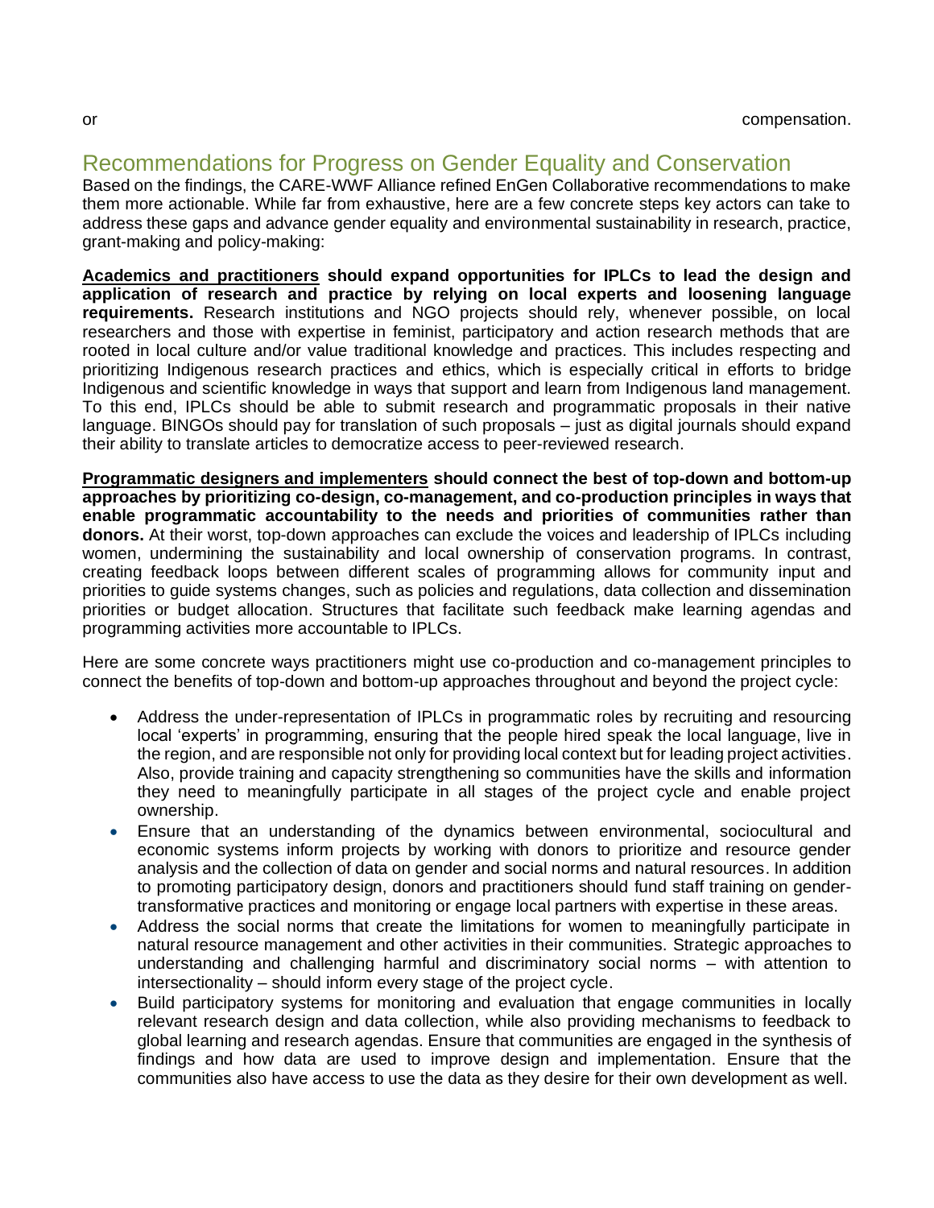or compensation.

## Recommendations for Progress on Gender Equality and Conservation

Based on the findings, the CARE-WWF Alliance refined EnGen Collaborative recommendations to make them more actionable. While far from exhaustive, here are a few concrete steps key actors can take to address these gaps and advance gender equality and environmental sustainability in research, practice, grant-making and policy-making:

**Academics and practitioners should expand opportunities for IPLCs to lead the design and application of research and practice by relying on local experts and loosening language requirements.** Research institutions and NGO projects should rely, whenever possible, on local researchers and those with expertise in feminist, participatory and action research methods that are rooted in local culture and/or value traditional knowledge and practices. This includes respecting and prioritizing Indigenous research practices and ethics, which is especially critical in efforts to bridge Indigenous and scientific knowledge in ways that support and learn from Indigenous land management. To this end, IPLCs should be able to submit research and programmatic proposals in their native language. BINGOs should pay for translation of such proposals – just as digital journals should expand their ability to translate articles to democratize access to peer-reviewed research.

**Programmatic designers and implementers should connect the best of top-down and bottom-up approaches by prioritizing co-design, co-management, and co-production principles in ways that enable programmatic accountability to the needs and priorities of communities rather than donors.** At their worst, top-down approaches can exclude the voices and leadership of IPLCs including women, undermining the sustainability and local ownership of conservation programs. In contrast, creating feedback loops between different scales of programming allows for community input and priorities to guide systems changes, such as policies and regulations, data collection and dissemination priorities or budget allocation. Structures that facilitate such feedback make learning agendas and programming activities more accountable to IPLCs.

Here are some concrete ways practitioners might use co-production and co-management principles to connect the benefits of top-down and bottom-up approaches throughout and beyond the project cycle:

- Address the under-representation of IPLCs in programmatic roles by recruiting and resourcing local 'experts' in programming, ensuring that the people hired speak the local language, live in the region, and are responsible not only for providing local context but for leading project activities. Also, provide training and capacity strengthening so communities have the skills and information they need to meaningfully participate in all stages of the project cycle and enable project ownership.
- Ensure that an understanding of the dynamics between environmental, sociocultural and economic systems inform projects by working with donors to prioritize and resource gender analysis and the collection of data on gender and social norms and natural resources. In addition to promoting participatory design, donors and practitioners should fund staff training on gender-transformative practices and monitoring or engage local partners with expertise in these areas.
- Address the social norms that create the limitations for women to meaningfully participate in natural resource management and other activities in their communities. Strategic approaches to understanding and challenging harmful and discriminatory social norms – with attention to intersectionality – should inform every stage of the project cycle.
- Build participatory systems for monitoring and evaluation that engage communities in locally relevant research design and data collection, while also providing mechanisms to feedback to global learning and research agendas. Ensure that communities are engaged in the synthesis of findings and how data are used to improve design and implementation. Ensure that the communities also have access to use the data as they desire for their own development as well.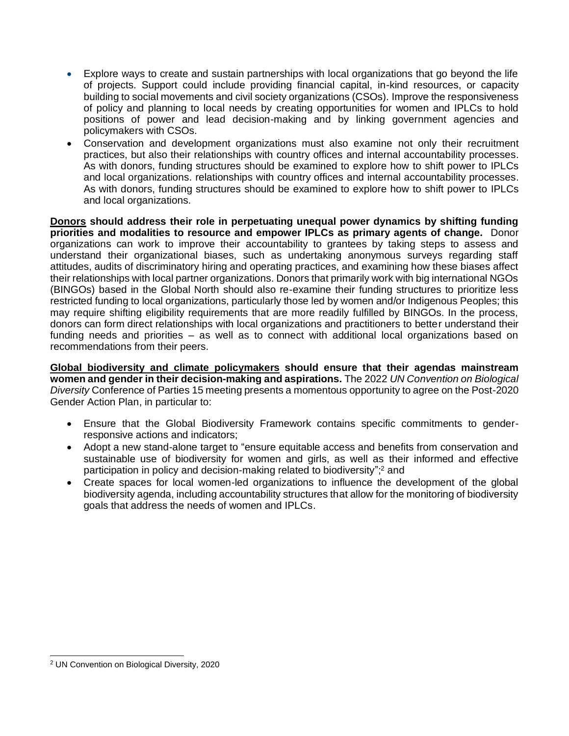- Explore ways to create and sustain partnerships with local organizations that go beyond the life of projects. Support could include providing financial capital, in-kind resources, or capacity building to social movements and civil society organizations (CSOs). Improve the responsiveness of policy and planning to local needs by creating opportunities for women and IPLCs to hold positions of power and lead decision-making and by linking government agencies and policymakers with CSOs.
- Conservation and development organizations must also examine not only their recruitment practices, but also their relationships with country offices and internal accountability processes. As with donors, funding structures should be examined to explore how to shift power to IPLCs and local organizations. relationships with country offices and internal accountability processes. As with donors, funding structures should be examined to explore how to shift power to IPLCs and local organizations.

**Donors should address their role in perpetuating unequal power dynamics by shifting funding priorities and modalities to resource and empower IPLCs as primary agents of change.** Donor organizations can work to improve their accountability to grantees by taking steps to assess and understand their organizational biases, such as undertaking anonymous surveys regarding staff attitudes, audits of discriminatory hiring and operating practices, and examining how these biases affect their relationships with local partner organizations. Donors that primarily work with big international NGOs (BINGOs) based in the Global North should also re-examine their funding structures to prioritize less restricted funding to local organizations, particularly those led by women and/or Indigenous Peoples; this may require shifting eligibility requirements that are more readily fulfilled by BINGOs. In the process, donors can form direct relationships with local organizations and practitioners to better understand their funding needs and priorities – as well as to connect with additional local organizations based on recommendations from their peers.

**Global biodiversity and climate policymakers should ensure that their agendas mainstream women and gender in their decision-making and aspirations.** The 2022 *UN Convention on Biological Diversity* Conference of Parties 15 meeting presents a momentous opportunity to agree on the Post-2020 Gender Action Plan, in particular to:

- Ensure that the Global Biodiversity Framework contains specific commitments to gender-responsive actions and indicators;
- Adopt a new stand-alone target to "ensure equitable access and benefits from conservation and sustainable use of biodiversity for women and girls, as well as their informed and effective participation in policy and decision-making related to biodiversity";[2] and
- Create spaces for local women-led organizations to influence the development of the global biodiversity agenda, including accountability structures that allow for the monitoring of biodiversity goals that address the needs of women and IPLCs.

[2] UN Convention on Biological Diversity, 2020